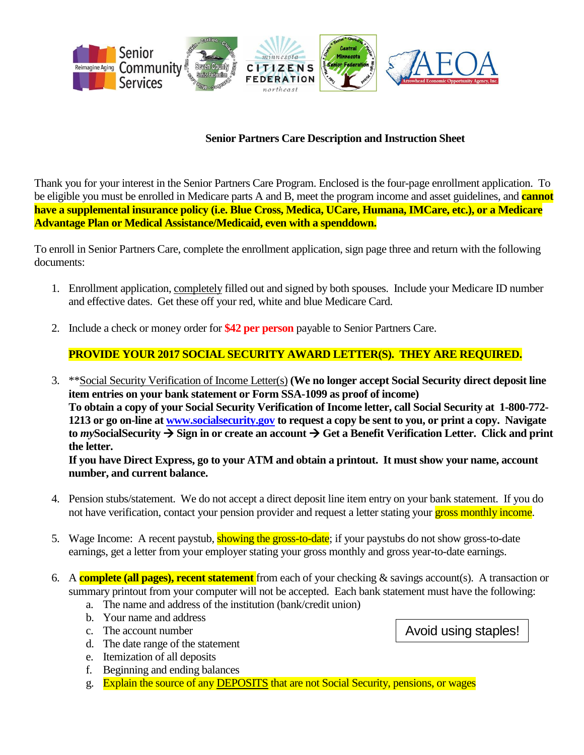## Senior Partners Care Description and Instruction Sheet

Thank you for your interest in the Senior Partners Care Program. Enclosed is the four-page enrollment application. To be eligible you must be enrolled in Medicare parts A and B, meet the program income and asset guidelines, and **cannot have a supplemental insurance policy (i.e. Blue Cross, Medica, UCare, Humana, IMCare, etc.), or a Medicare Advantage Plan or Medical Assistance/Medicaid, even with a spenddown.**

To enroll in Senior Partners Care, complete the enrollment application, sign page three and return with the following documents:

1. Enrollment application, completely filled out and signed by both spouses. Include your Medicare ID number and effective dates. Get these off your red, white and blue Medicare Card.

2. Include a check or money order for **$42 per person** payable to Senior Partners Care.

   **PROVIDE YOUR 2017 SOCIAL SECURITY AWARD LETTER(S). THEY ARE REQUIRED.**

3. **Social Security Verification of Income Letter(s) **(We no longer accept Social Security direct deposit line item entries on your bank statement or Form SSA-1099 as proof of income)**
   **To obtain a copy of your Social Security Verification of Income letter, call Social Security at 1-800-772-1213 or go on-line at www.socialsecurity.gov to request a copy be sent to you, or print a copy. Navigate to *my*SocialSecurity → Sign in or create an account → Get a Benefit Verification Letter. Click and print the letter.**
   **If you have Direct Express, go to your ATM and obtain a printout. It must show your name, account number, and current balance.**

4. Pension stubs/statement. We do not accept a direct deposit line item entry on your bank statement. If you do not have verification, contact your pension provider and request a letter stating your gross monthly income.

5. Wage Income: A recent paystub, showing the gross-to-date; if your paystubs do not show gross-to-date earnings, get a letter from your employer stating your gross monthly and gross year-to-date earnings.

6. A **complete (all pages), recent statement** from each of your checking & savings account(s). A transaction or summary printout from your computer will not be accepted. Each bank statement must have the following:
   a. The name and address of the institution (bank/credit union)
   b. Your name and address
   c. The account number
   d. The date range of the statement
   e. Itemization of all deposits
   f. Beginning and ending balances
   g. Explain the source of any DEPOSITS that are not Social Security, pensions, or wages

Avoid using staples!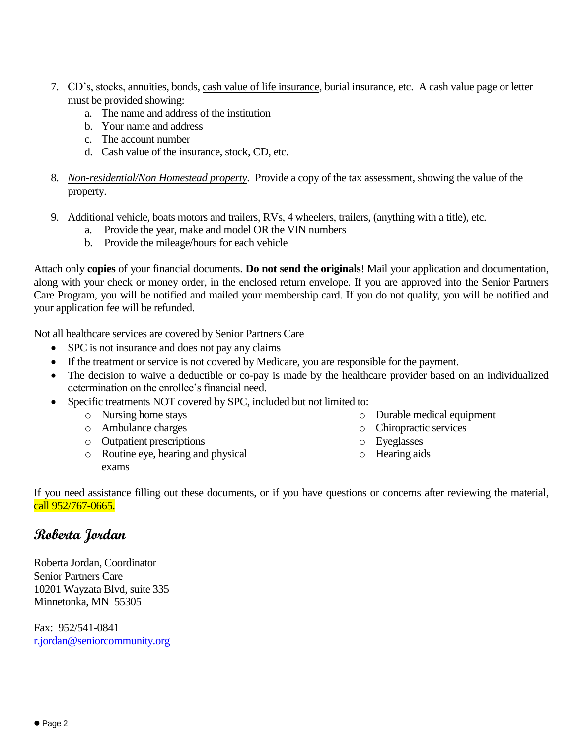7. CD's, stocks, annuities, bonds, cash value of life insurance, burial insurance, etc. A cash value page or letter must be provided showing:
    a. The name and address of the institution
    b. Your name and address
    c. The account number
    d. Cash value of the insurance, stock, CD, etc.

8. *Non-residential/Non Homestead property*. Provide a copy of the tax assessment, showing the value of the property.

9. Additional vehicle, boats motors and trailers, RVs, 4 wheelers, trailers, (anything with a title), etc.
    a. Provide the year, make and model OR the VIN numbers
    b. Provide the mileage/hours for each vehicle

Attach only **copies** of your financial documents. **Do not send the originals**! Mail your application and documentation, along with your check or money order, in the enclosed return envelope. If you are approved into the Senior Partners Care Program, you will be notified and mailed your membership card. If you do not qualify, you will be notified and your application fee will be refunded.

Not all healthcare services are covered by Senior Partners Care

- SPC is not insurance and does not pay any claims
- If the treatment or service is not covered by Medicare, you are responsible for the payment.
- The decision to waive a deductible or co-pay is made by the healthcare provider based on an individualized determination on the enrollee's financial need.
- Specific treatments NOT covered by SPC, included but not limited to:
    - Nursing home stays
    - Ambulance charges
    - Outpatient prescriptions
    - Routine eye, hearing and physical exams
    - Durable medical equipment
    - Chiropractic services
    - Eyeglasses
    - Hearing aids

If you need assistance filling out these documents, or if you have questions or concerns after reviewing the material, call 952/767-0665.

*Roberta Jordan*

Roberta Jordan, Coordinator
Senior Partners Care
10201 Wayzata Blvd, suite 335
Minnetonka, MN 55305

Fax: 952/541-0841
r.jordan@seniorcommunity.org